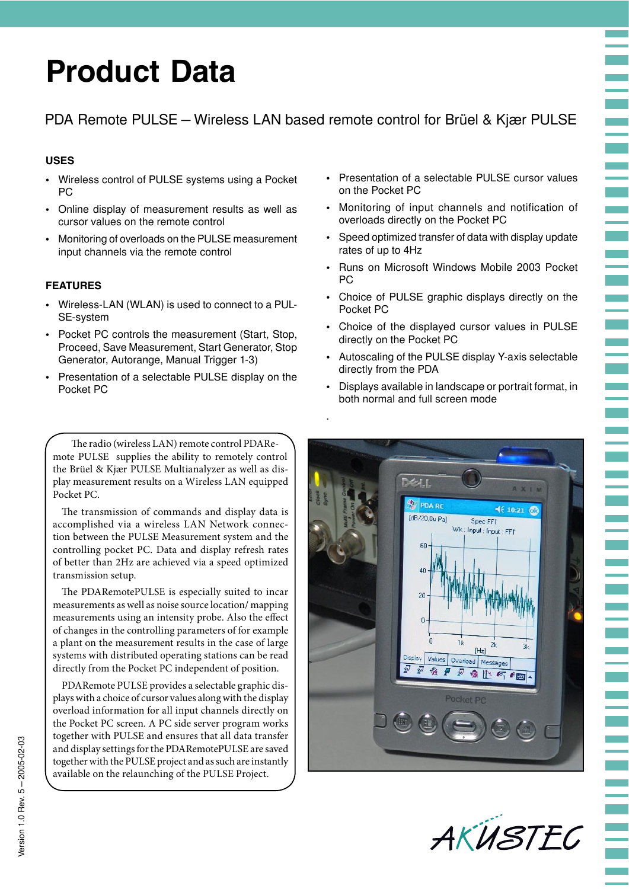# Product Data

PDA Remote PULSE – Wireless LAN based remote control for Brüel & Kjær PULSE

### USES

- Wireless control of PULSE systems using a Pocket PC
- Online display of measurement results as well as cursor values on the remote control
- Monitoring of overloads on the PULSE measurement input channels via the remote control

### FEATURES

- Wireless-LAN (WLAN) is used to connect to a PULSE-system
- Pocket PC controls the measurement (Start, Stop, Proceed, Save Measurement, Start Generator, Stop Generator, Autorange, Manual Trigger 1-3)
- Presentation of a selectable PULSE display on the Pocket PC
- Presentation of a selectable PULSE cursor values on the Pocket PC
- Monitoring of input channels and notification of overloads directly on the Pocket PC
- Speed optimized transfer of data with display update rates of up to 4Hz
- Runs on Microsoft Windows Mobile 2003 Pocket PC
- Choice of PULSE graphic displays directly on the Pocket PC
- Choice of the displayed cursor values in PULSE directly on the Pocket PC
- Autoscaling of the PULSE display Y-axis selectable directly from the PDA
- Displays available in landscape or portrait format, in both normal and full screen mode

The radio (wireless LAN) remote control PDARemote PULSE supplies the ability to remotely control the Brüel & Kjær PULSE Multianalyzer as well as display measurement results on a Wireless LAN equipped Pocket PC.

The transmission of commands and display data is accomplished via a wireless LAN Network connection between the PULSE Measurement system and the controlling pocket PC. Data and display refresh rates of better than 2Hz are achieved via a speed optimized transmission setup.

The PDARemotePULSE is especially suited to incar measurements as well as noise source location/ mapping measurements using an intensity probe. Also the effect of changes in the controlling parameters of for example a plant on the measurement results in the case of large systems with distributed operating stations can be read directly from the Pocket PC independent of position.

PDARemote PULSE provides a selectable graphic displays with a choice of cursor values along with the display overload information for all input channels directly on the Pocket PC screen. A PC side server program works together with PULSE and ensures that all data transfer and display settings for the PDARemotePULSE are saved together with the PULSE project and as such are instantly available on the relaunching of the PULSE Project.

Version 1.0 Rev. 5 – 2005-02-03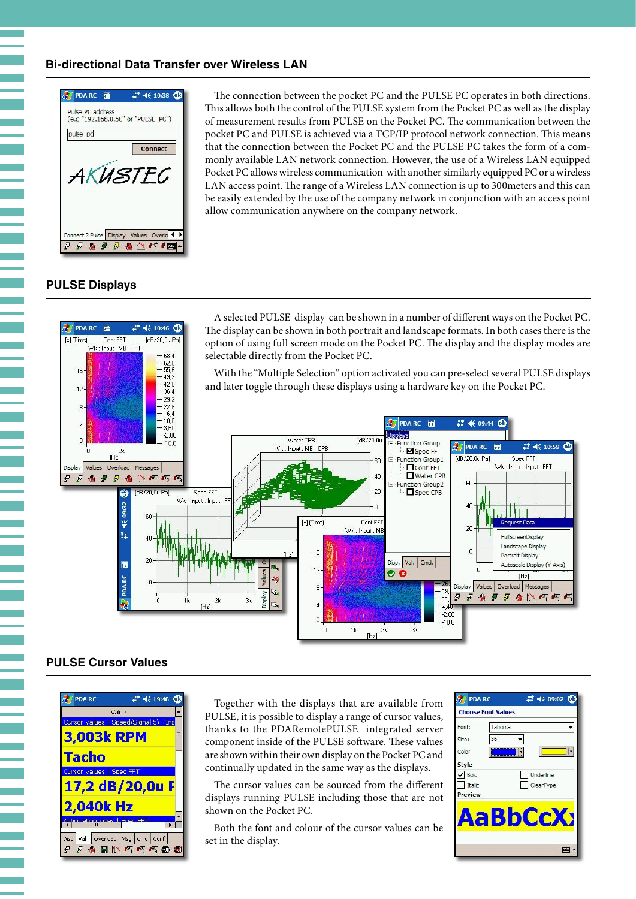## Bi-directional Data Transfer over Wireless LAN

The connection between the pocket PC and the PULSE PC operates in both directions. This allows both the control of the PULSE system from the Pocket PC as well as the display of measurement results from PULSE on the Pocket PC. The communication between the pocket PC and PULSE is achieved via a TCP/IP protocol network connection. This means that the connection between the Pocket PC and the PULSE PC takes the form of a commonly available LAN network connection. However, the use of a Wireless LAN equipped Pocket PC allows wireless communication with another similarly equipped PC or a wireless LAN access point. The range of a Wireless LAN connection is up to 300meters and this can be easily extended by the use of the company network in conjunction with an access point allow communication anywhere on the company network.

## PULSE Displays

A selected PULSE display can be shown in a number of different ways on the Pocket PC. The display can be shown in both portrait and landscape formats. In both cases there is the option of using full screen mode on the Pocket PC. The display and the display modes are selectable directly from the Pocket PC.

With the "Multiple Selection" option activated you can pre-select several PULSE displays and later toggle through these displays using a hardware key on the Pocket PC.

## PULSE Cursor Values

Together with the displays that are available from PULSE, it is possible to display a range of cursor values, thanks to the PDARemotePULSE integrated server component inside of the PULSE software. These values are shown within their own display on the Pocket PC and continually updated in the same way as the displays.

The cursor values can be sourced from the different displays running PULSE including those that are not shown on the Pocket PC.

Both the font and colour of the cursor values can be set in the display.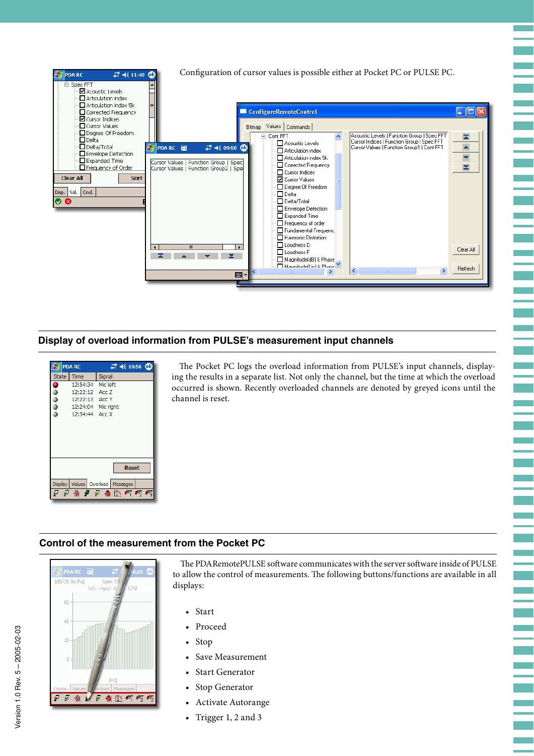Configuration of cursor values is possible either at Pocket PC or PULSE PC.

## Display of overload information from PULSE's measurement input channels

The Pocket PC logs the overload information from PULSE's input channels, displaying the results in a separate list. Not only the channel, but the time at which the overload occurred is shown. Recently overloaded channels are denoted by greyed icons until the channel is reset.

## Control of the measurement from the Pocket PC

The PDARemotePULSE software communicates with the server software inside of PULSE to allow the control of measurements. The following buttons/functions are available in all displays:

- Start
- Proceed
- Stop
- Save Measurement
- Start Generator
- Stop Generator
- Activate Autorange
- Trigger 1, 2 and 3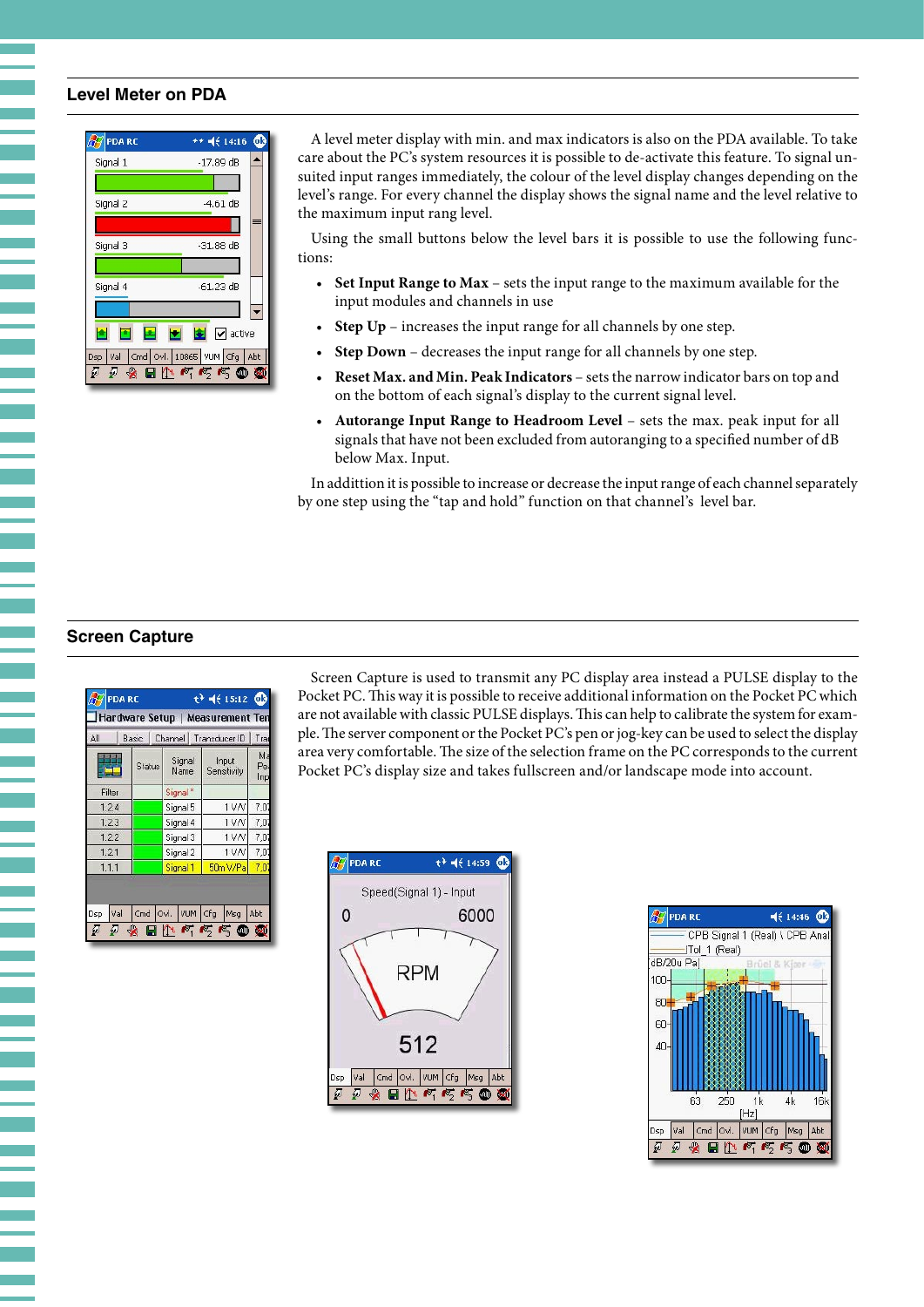## Level Meter on PDA

A level meter display with min. and max indicators is also on the PDA available. To take care about the PC's system resources it is possible to de-activate this feature. To signal unsuited input ranges immediately, the colour of the level display changes depending on the level's range. For every channel the display shows the signal name and the level relative to the maximum input rang level.

Using the small buttons below the level bars it is possible to use the following functions:

- **Set Input Range to Max** – sets the input range to the maximum available for the input modules and channels in use
- **Step Up** – increases the input range for all channels by one step.
- **Step Down** – decreases the input range for all channels by one step.
- **Reset Max. and Min. Peak Indicators** – sets the narrow indicator bars on top and on the bottom of each signal's display to the current signal level.
- **Autorange Input Range to Headroom Level** – sets the max. peak input for all signals that have not been excluded from autoranging to a specified number of dB below Max. Input.

In addittion it is possible to increase or decrease the input range of each channel separately by one step using the "tap and hold" function on that channel's level bar.

## Screen Capture

Screen Capture is used to transmit any PC display area instead a PULSE display to the Pocket PC. This way it is possible to receive additional information on the Pocket PC which are not available with classic PULSE displays. This can help to calibrate the system for example. The server component or the Pocket PC's pen or jog-key can be used to select the display area very comfortable. The size of the selection frame on the PC corresponds to the current Pocket PC's display size and takes fullscreen and/or landscape mode into account.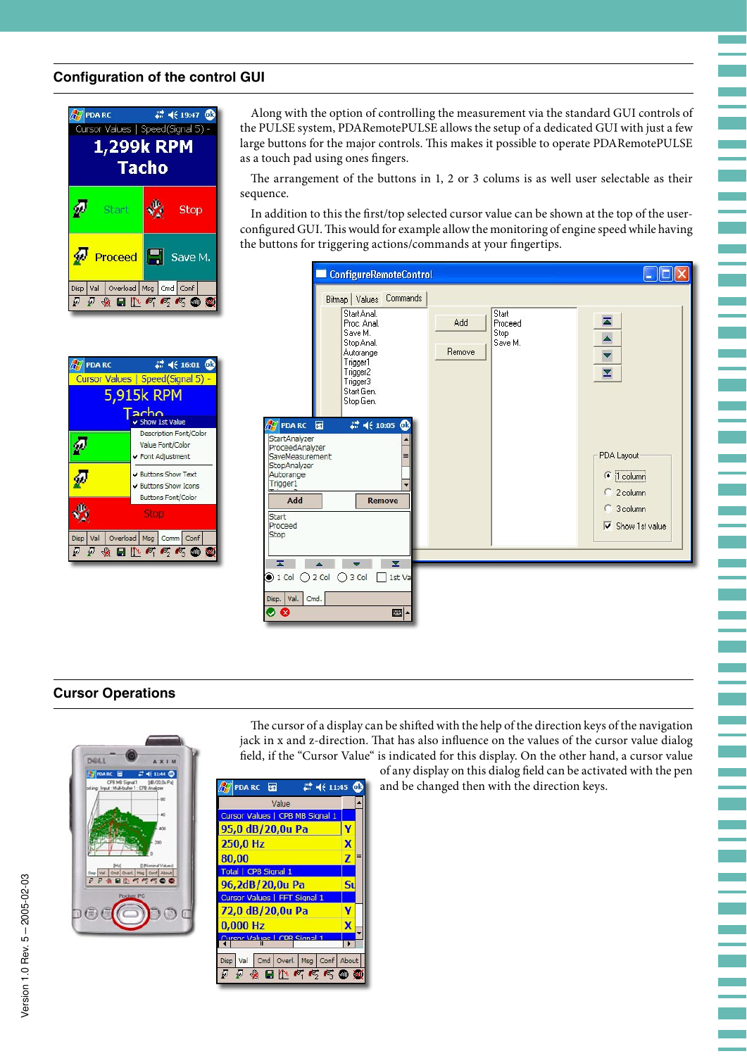## Configuration of the control GUI

Along with the option of controlling the measurement via the standard GUI controls of the PULSE system, PDARemotePULSE allows the setup of a dedicated GUI with just a few large buttons for the major controls. This makes it possible to operate PDARemotePULSE as a touch pad using ones fingers.

The arrangement of the buttons in 1, 2 or 3 colums is as well user selectable as their sequence.

In addition to this the first/top selected cursor value can be shown at the top of the user-configured GUI. This would for example allow the monitoring of engine speed while having the buttons for triggering actions/commands at your fingertips.

## Cursor Operations

The cursor of a display can be shifted with the help of the direction keys of the navigation jack in x and z-direction. That has also influence on the values of the cursor value dialog field, if the "Cursor Value" is indicated for this display. On the other hand, a cursor value of any display on this dialog field can be activated with the pen and be changed then with the direction keys.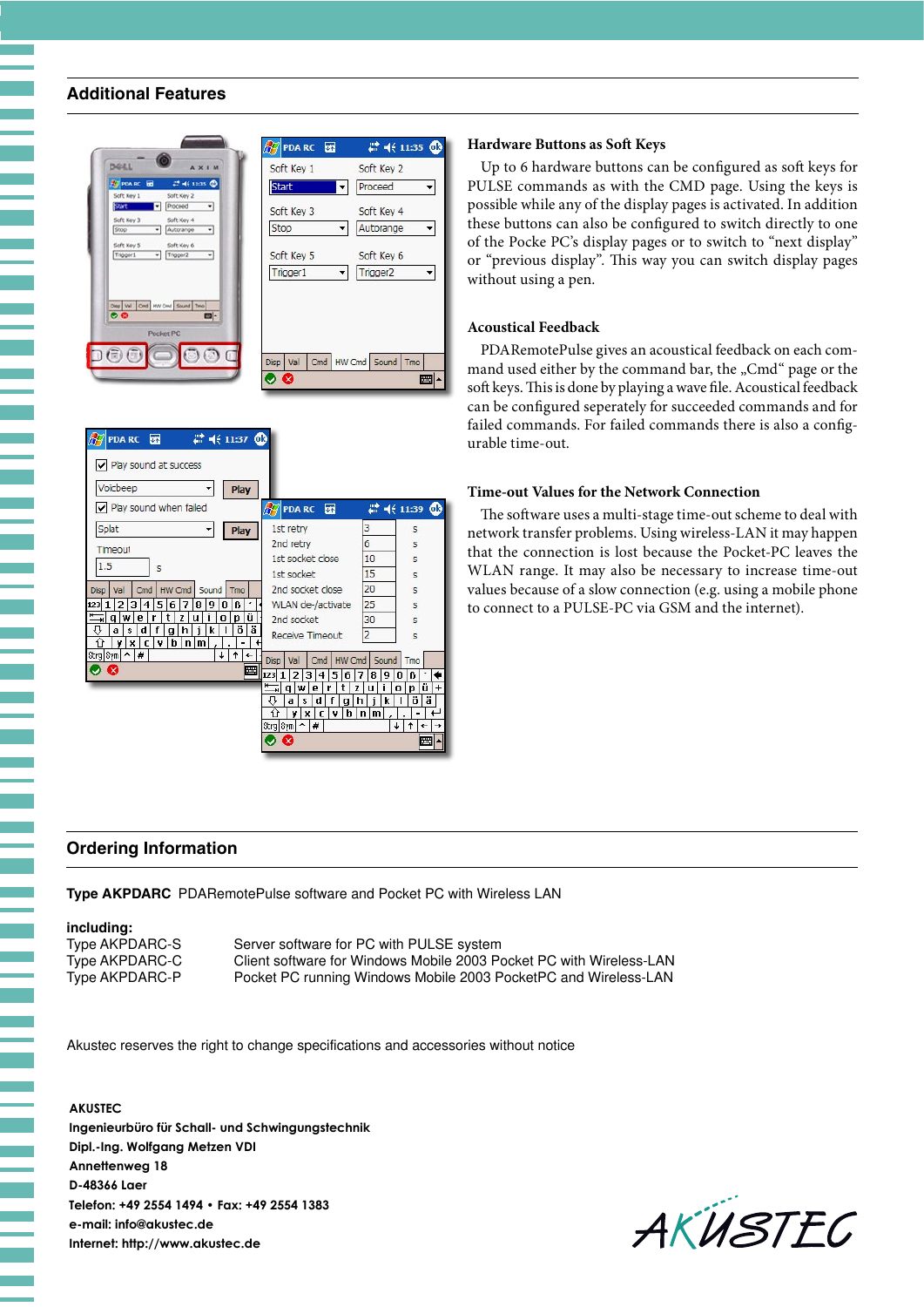## Additional Features

### Hardware Buttons as Soft Keys

Up to 6 hardware buttons can be configured as soft keys for PULSE commands as with the CMD page. Using the keys is possible while any of the display pages is activated. In addition these buttons can also be configured to switch directly to one of the Pocke PC's display pages or to switch to "next display" or "previous display". This way you can switch display pages without using a pen.

### Acoustical Feedback

PDARemotePulse gives an acoustical feedback on each command used either by the command bar, the „Cmd" page or the soft keys. This is done by playing a wave file. Acoustical feedback can be configured seperately for succeeded commands and for failed commands. For failed commands there is also a configurable time-out.

### Time-out Values for the Network Connection

The software uses a multi-stage time-out scheme to deal with network transfer problems. Using wireless-LAN it may happen that the connection is lost because the Pocket-PC leaves the WLAN range. It may also be necessary to increase time-out values because of a slow connection (e.g. using a mobile phone to connect to a PULSE-PC via GSM and the internet).

## Ordering Information

**Type AKPDARC** PDARemotePulse software and Pocket PC with Wireless LAN

**including:**

| | |
|---|---|
| Type AKPDARC-S | Server software for PC with PULSE system |
| Type AKPDARC-C | Client software for Windows Mobile 2003 Pocket PC with Wireless-LAN |
| Type AKPDARC-P | Pocket PC running Windows Mobile 2003 PocketPC and Wireless-LAN |

Akustec reserves the right to change specifications and accessories without notice

**AKUSTEC**
**Ingenieurbüro für Schall- und Schwingungstechnik**
**Dipl.-Ing. Wolfgang Metzen VDI**
**Annettenweg 18**
**D-48366 Laer**
**Telefon: +49 2554 1494 • Fax: +49 2554 1383**
**e-mail: info@akustec.de**
**Internet: http://www.akustec.de**

AKUSTEC